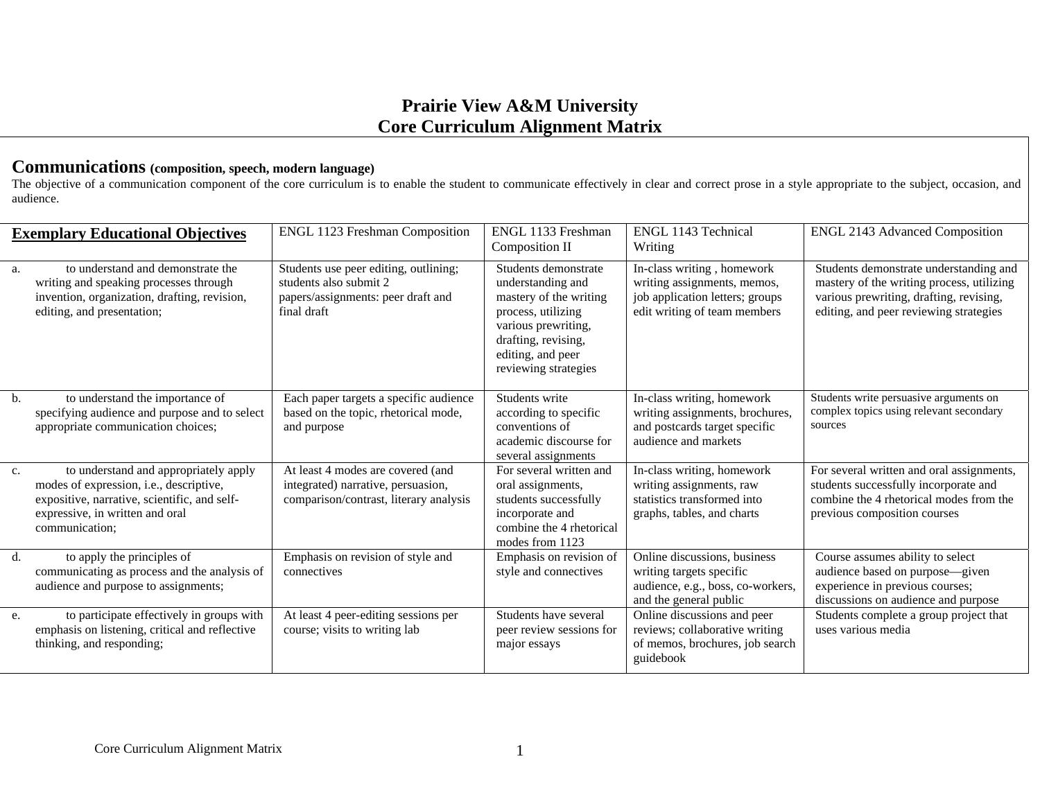# Prairie View A&M University
# Core Curriculum Alignment Matrix

## Communications (composition, speech, modern language)

The objective of a communication component of the core curriculum is to enable the student to communicate effectively in clear and correct prose in a style appropriate to the subject, occasion, and audience.

| **Exemplary Educational Objectives** | ENGL 1123 Freshman Composition | ENGL 1133 Freshman Composition II | ENGL 1143 Technical Writing | ENGL 2143 Advanced Composition |
|---|---|---|---|---|
| a. to understand and demonstrate the writing and speaking processes through invention, organization, drafting, revision, editing, and presentation; | Students use peer editing, outlining; students also submit 2 papers/assignments: peer draft and final draft | Students demonstrate understanding and mastery of the writing process, utilizing various prewriting, drafting, revising, editing, and peer reviewing strategies | In-class writing , homework writing assignments, memos, job application letters; groups edit writing of team members | Students demonstrate understanding and mastery of the writing process, utilizing various prewriting, drafting, revising, editing, and peer reviewing strategies |
| b. to understand the importance of specifying audience and purpose and to select appropriate communication choices; | Each paper targets a specific audience based on the topic, rhetorical mode, and purpose | Students write according to specific conventions of academic discourse for several assignments | In-class writing, homework writing assignments, brochures, and postcards target specific audience and markets | Students write persuasive arguments on complex topics using relevant secondary sources |
| c. to understand and appropriately apply modes of expression, i.e., descriptive, expositive, narrative, scientific, and self-expressive, in written and oral communication; | At least 4 modes are covered (and integrated) narrative, persuasion, comparison/contrast, literary analysis | For several written and oral assignments, students successfully incorporate and combine the 4 rhetorical modes from 1123 | In-class writing, homework writing assignments, raw statistics transformed into graphs, tables, and charts | For several written and oral assignments, students successfully incorporate and combine the 4 rhetorical modes from the previous composition courses |
| d. to apply the principles of communicating as process and the analysis of audience and purpose to assignments; | Emphasis on revision of style and connectives | Emphasis on revision of style and connectives | Online discussions, business writing targets specific audience, e.g., boss, co-workers, and the general public | Course assumes ability to select audience based on purpose—given experience in previous courses; discussions on audience and purpose |
| e. to participate effectively in groups with emphasis on listening, critical and reflective thinking, and responding; | At least 4 peer-editing sessions per course; visits to writing lab | Students have several peer review sessions for major essays | Online discussions and peer reviews; collaborative writing of memos, brochures, job search guidebook | Students complete a group project that uses various media |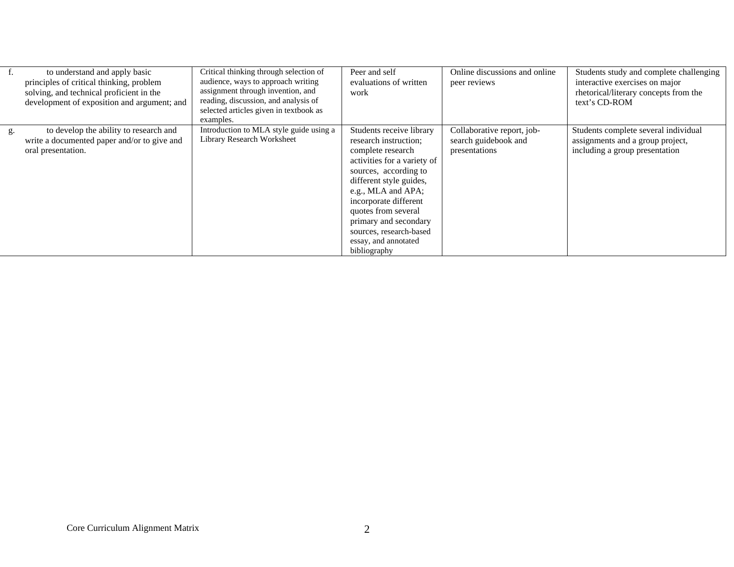| | | | | |
|---|---|---|---|---|
| f. to understand and apply basic principles of critical thinking, problem solving, and technical proficient in the development of exposition and argument; and | Critical thinking through selection of audience, ways to approach writing assignment through invention, and reading, discussion, and analysis of selected articles given in textbook as examples. | Peer and self evaluations of written work | Online discussions and online peer reviews | Students study and complete challenging interactive exercises on major rhetorical/literary concepts from the text's CD-ROM |
| g. to develop the ability to research and write a documented paper and/or to give and oral presentation. | Introduction to MLA style guide using a Library Research Worksheet | Students receive library research instruction; complete research activities for a variety of sources, according to different style guides, e.g., MLA and APA; incorporate different quotes from several primary and secondary sources, research-based essay, and annotated bibliography | Collaborative report, job-search guidebook and presentations | Students complete several individual assignments and a group project, including a group presentation |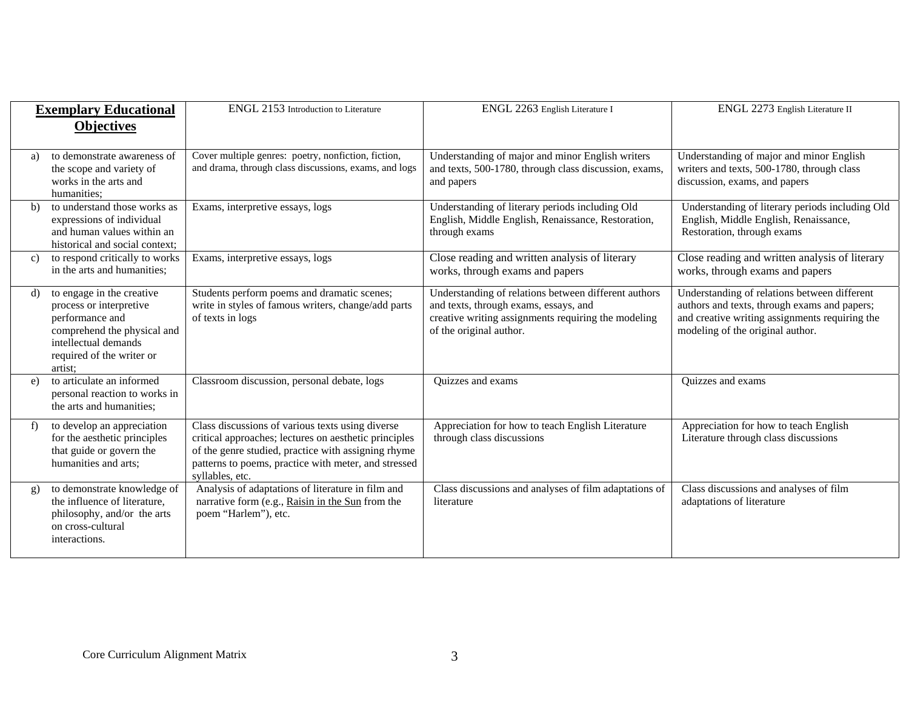| **Exemplary Educational Objectives** | ENGL 2153 Introduction to Literature | ENGL 2263 English Literature I | ENGL 2273 English Literature II |
|---|---|---|---|
| a) to demonstrate awareness of the scope and variety of works in the arts and humanities; | Cover multiple genres: poetry, nonfiction, fiction, and drama, through class discussions, exams, and logs | Understanding of major and minor English writers and texts, 500-1780, through class discussion, exams, and papers | Understanding of major and minor English writers and texts, 500-1780, through class discussion, exams, and papers |
| b) to understand those works as expressions of individual and human values within an historical and social context; | Exams, interpretive essays, logs | Understanding of literary periods including Old English, Middle English, Renaissance, Restoration, through exams | Understanding of literary periods including Old English, Middle English, Renaissance, Restoration, through exams |
| c) to respond critically to works in the arts and humanities; | Exams, interpretive essays, logs | Close reading and written analysis of literary works, through exams and papers | Close reading and written analysis of literary works, through exams and papers |
| d) to engage in the creative process or interpretive performance and comprehend the physical and intellectual demands required of the writer or artist; | Students perform poems and dramatic scenes; write in styles of famous writers, change/add parts of texts in logs | Understanding of relations between different authors and texts, through exams, essays, and creative writing assignments requiring the modeling of the original author. | Understanding of relations between different authors and texts, through exams and papers; and creative writing assignments requiring the modeling of the original author. |
| e) to articulate an informed personal reaction to works in the arts and humanities; | Classroom discussion, personal debate, logs | Quizzes and exams | Quizzes and exams |
| f) to develop an appreciation for the aesthetic principles that guide or govern the humanities and arts; | Class discussions of various texts using diverse critical approaches; lectures on aesthetic principles of the genre studied, practice with assigning rhyme patterns to poems, practice with meter, and stressed syllables, etc. | Appreciation for how to teach English Literature through class discussions | Appreciation for how to teach English Literature through class discussions |
| g) to demonstrate knowledge of the influence of literature, philosophy, and/or the arts on cross-cultural interactions. | Analysis of adaptations of literature in film and narrative form (e.g., Raisin in the Sun from the poem "Harlem"), etc. | Class discussions and analyses of film adaptations of literature | Class discussions and analyses of film adaptations of literature |